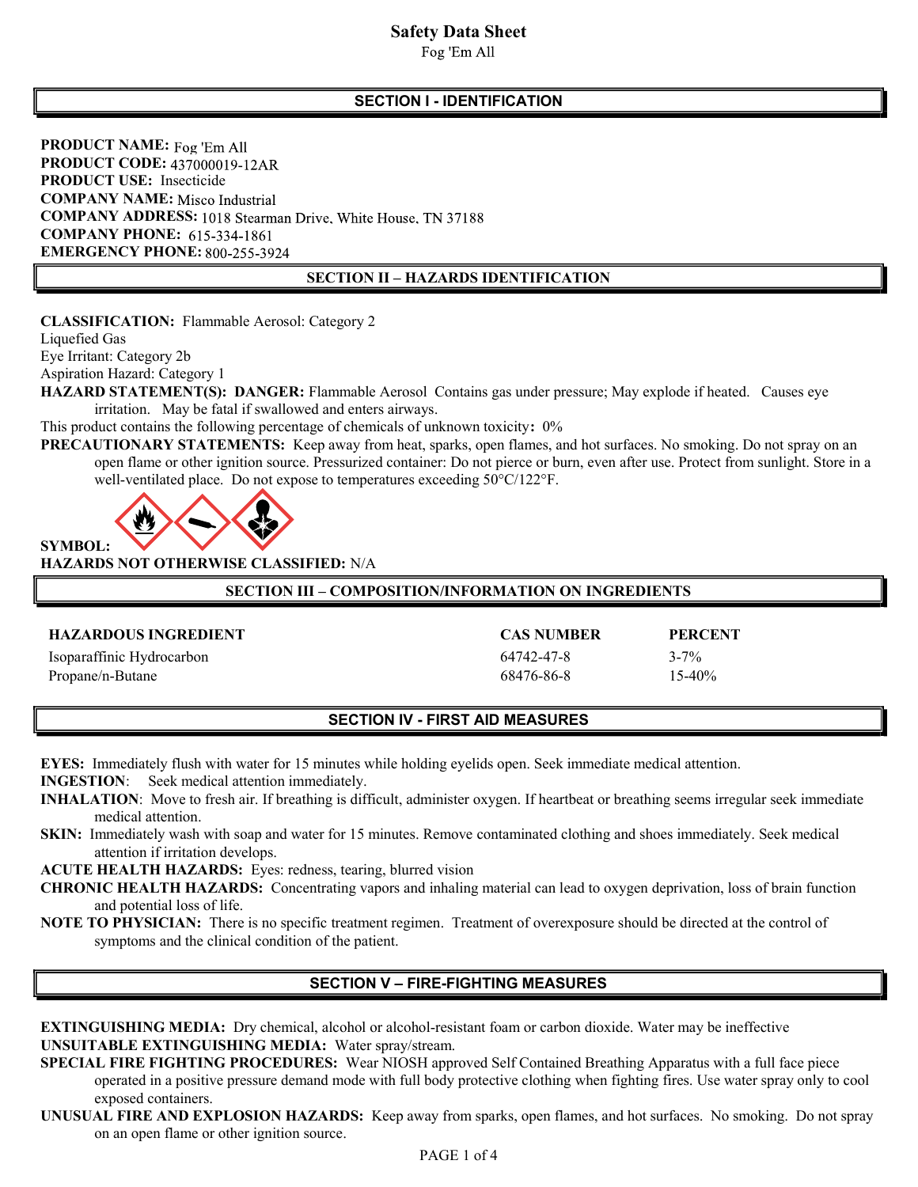# Safety Data Sheet

Fog 'Em All

## SECTION I - IDENTIFICATION

**PRODUCT NAME:** Fog 'Em All
**PRODUCT CODE:** 437000019-12AR
**PRODUCT USE:** Insecticide
**COMPANY NAME:** Misco Industrial
**COMPANY ADDRESS:** 1018 Stearman Drive, White House, TN 37188
**COMPANY PHONE:** 615-334-1861
**EMERGENCY PHONE:** 800-255-3924

## SECTION II – HAZARDS IDENTIFICATION

**CLASSIFICATION:** Flammable Aerosol: Category 2
Liquefied Gas
Eye Irritant: Category 2b
Aspiration Hazard: Category 1

**HAZARD STATEMENT(S): DANGER:** Flammable Aerosol Contains gas under pressure; May explode if heated. Causes eye irritation. May be fatal if swallowed and enters airways.

This product contains the following percentage of chemicals of unknown toxicity**:** 0%

**PRECAUTIONARY STATEMENTS:** Keep away from heat, sparks, open flames, and hot surfaces. No smoking. Do not spray on an open flame or other ignition source. Pressurized container: Do not pierce or burn, even after use. Protect from sunlight. Store in a well-ventilated place. Do not expose to temperatures exceeding 50°C/122°F.

**SYMBOL:**

**HAZARDS NOT OTHERWISE CLASSIFIED:** N/A

## SECTION III – COMPOSITION/INFORMATION ON INGREDIENTS

| HAZARDOUS INGREDIENT | CAS NUMBER | PERCENT |
|---|---|---|
| Isoparaffinic Hydrocarbon | 64742-47-8 | 3-7% |
| Propane/n-Butane | 68476-86-8 | 15-40% |

## SECTION IV - FIRST AID MEASURES

**EYES:** Immediately flush with water for 15 minutes while holding eyelids open. Seek immediate medical attention.

**INGESTION**: Seek medical attention immediately.

**INHALATION**: Move to fresh air. If breathing is difficult, administer oxygen. If heartbeat or breathing seems irregular seek immediate medical attention.

**SKIN:** Immediately wash with soap and water for 15 minutes. Remove contaminated clothing and shoes immediately. Seek medical attention if irritation develops.

**ACUTE HEALTH HAZARDS:** Eyes: redness, tearing, blurred vision

**CHRONIC HEALTH HAZARDS:** Concentrating vapors and inhaling material can lead to oxygen deprivation, loss of brain function and potential loss of life.

**NOTE TO PHYSICIAN:** There is no specific treatment regimen. Treatment of overexposure should be directed at the control of symptoms and the clinical condition of the patient.

## SECTION V – FIRE-FIGHTING MEASURES

**EXTINGUISHING MEDIA:** Dry chemical, alcohol or alcohol-resistant foam or carbon dioxide. Water may be ineffective

**UNSUITABLE EXTINGUISHING MEDIA:** Water spray/stream.

**SPECIAL FIRE FIGHTING PROCEDURES:** Wear NIOSH approved Self Contained Breathing Apparatus with a full face piece operated in a positive pressure demand mode with full body protective clothing when fighting fires. Use water spray only to cool exposed containers.

**UNUSUAL FIRE AND EXPLOSION HAZARDS:** Keep away from sparks, open flames, and hot surfaces. No smoking. Do not spray on an open flame or other ignition source.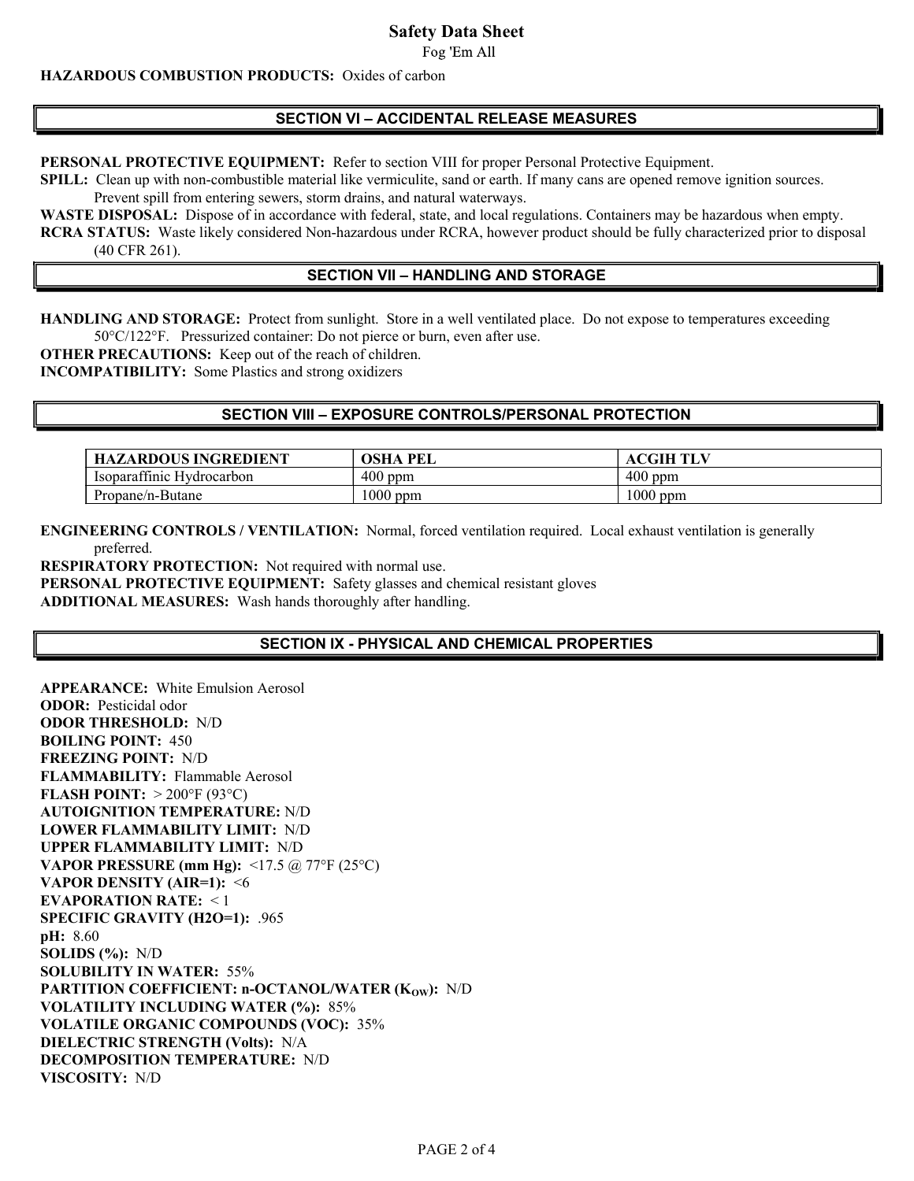**HAZARDOUS COMBUSTION PRODUCTS:** Oxides of carbon

## SECTION VI – ACCIDENTAL RELEASE MEASURES

**PERSONAL PROTECTIVE EQUIPMENT:** Refer to section VIII for proper Personal Protective Equipment.

**SPILL:** Clean up with non-combustible material like vermiculite, sand or earth. If many cans are opened remove ignition sources. Prevent spill from entering sewers, storm drains, and natural waterways.

**WASTE DISPOSAL:** Dispose of in accordance with federal, state, and local regulations. Containers may be hazardous when empty.

**RCRA STATUS:** Waste likely considered Non-hazardous under RCRA, however product should be fully characterized prior to disposal (40 CFR 261).

## SECTION VII – HANDLING AND STORAGE

**HANDLING AND STORAGE:** Protect from sunlight. Store in a well ventilated place. Do not expose to temperatures exceeding 50°C/122°F. Pressurized container: Do not pierce or burn, even after use.

**OTHER PRECAUTIONS:** Keep out of the reach of children.

**INCOMPATIBILITY:** Some Plastics and strong oxidizers

## SECTION VIII – EXPOSURE CONTROLS/PERSONAL PROTECTION

| HAZARDOUS INGREDIENT | OSHA PEL | ACGIH TLV |
|---|---|---|
| Isoparaffinic Hydrocarbon | 400 ppm | 400 ppm |
| Propane/n-Butane | 1000 ppm | 1000 ppm |

**ENGINEERING CONTROLS / VENTILATION:** Normal, forced ventilation required. Local exhaust ventilation is generally preferred.

**RESPIRATORY PROTECTION:** Not required with normal use.

**PERSONAL PROTECTIVE EQUIPMENT:** Safety glasses and chemical resistant gloves

**ADDITIONAL MEASURES:** Wash hands thoroughly after handling.

## SECTION IX - PHYSICAL AND CHEMICAL PROPERTIES

**APPEARANCE:** White Emulsion Aerosol
**ODOR:** Pesticidal odor
**ODOR THRESHOLD:** N/D
**BOILING POINT:** 450
**FREEZING POINT:** N/D
**FLAMMABILITY:** Flammable Aerosol
**FLASH POINT:** > 200°F (93°C)
**AUTOIGNITION TEMPERATURE:** N/D
**LOWER FLAMMABILITY LIMIT:** N/D
**UPPER FLAMMABILITY LIMIT:** N/D
**VAPOR PRESSURE (mm Hg):** <17.5 @ 77°F (25°C)
**VAPOR DENSITY (AIR=1):** <6
**EVAPORATION RATE:** < 1
**SPECIFIC GRAVITY (H2O=1):** .965
**pH:** 8.60
**SOLIDS (%):** N/D
**SOLUBILITY IN WATER:** 55%
**PARTITION COEFFICIENT: n-OCTANOL/WATER ($K_{OW}$):** N/D
**VOLATILITY INCLUDING WATER (%):** 85%
**VOLATILE ORGANIC COMPOUNDS (VOC):** 35%
**DIELECTRIC STRENGTH (Volts):** N/A
**DECOMPOSITION TEMPERATURE:** N/D
**VISCOSITY:** N/D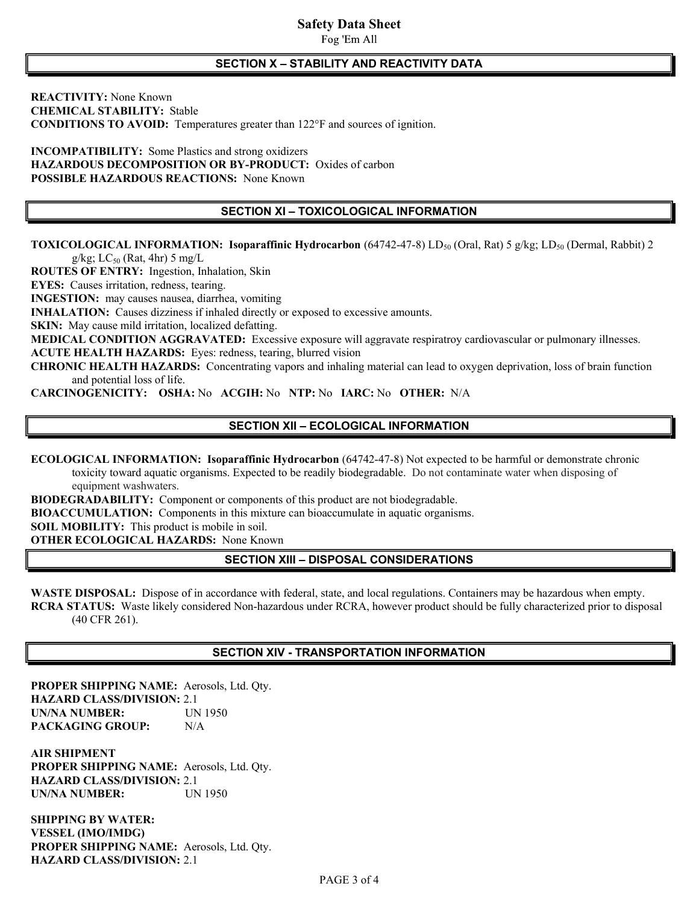## SECTION X – STABILITY AND REACTIVITY DATA

**REACTIVITY:** None Known
**CHEMICAL STABILITY:** Stable
**CONDITIONS TO AVOID:** Temperatures greater than 122°F and sources of ignition.

**INCOMPATIBILITY:** Some Plastics and strong oxidizers
**HAZARDOUS DECOMPOSITION OR BY-PRODUCT:** Oxides of carbon
**POSSIBLE HAZARDOUS REACTIONS:** None Known

## SECTION XI – TOXICOLOGICAL INFORMATION

**TOXICOLOGICAL INFORMATION:** **Isoparaffinic Hydrocarbon** (64742-47-8) $LD_{50}$ (Oral, Rat) 5 g/kg; $LD_{50}$ (Dermal, Rabbit) 2 g/kg; $LC_{50}$ (Rat, 4hr) 5 mg/L
**ROUTES OF ENTRY:** Ingestion, Inhalation, Skin
**EYES:** Causes irritation, redness, tearing.
**INGESTION:** may causes nausea, diarrhea, vomiting
**INHALATION:** Causes dizziness if inhaled directly or exposed to excessive amounts.
**SKIN:** May cause mild irritation, localized defatting.
**MEDICAL CONDITION AGGRAVATED:** Excessive exposure will aggravate respiratroy cardiovascular or pulmonary illnesses.
**ACUTE HEALTH HAZARDS:** Eyes: redness, tearing, blurred vision
**CHRONIC HEALTH HAZARDS:** Concentrating vapors and inhaling material can lead to oxygen deprivation, loss of brain function and potential loss of life.
**CARCINOGENICITY:** **OSHA:** No **ACGIH:** No **NTP:** No **IARC:** No **OTHER:** N/A

## SECTION XII – ECOLOGICAL INFORMATION

**ECOLOGICAL INFORMATION:** **Isoparaffinic Hydrocarbon** (64742-47-8) Not expected to be harmful or demonstrate chronic toxicity toward aquatic organisms. Expected to be readily biodegradable. Do not contaminate water when disposing of equipment washwaters.
**BIODEGRADABILITY:** Component or components of this product are not biodegradable.
**BIOACCUMULATION:** Components in this mixture can bioaccumulate in aquatic organisms.
**SOIL MOBILITY:** This product is mobile in soil.
**OTHER ECOLOGICAL HAZARDS:** None Known

## SECTION XIII – DISPOSAL CONSIDERATIONS

**WASTE DISPOSAL:** Dispose of in accordance with federal, state, and local regulations. Containers may be hazardous when empty.
**RCRA STATUS:** Waste likely considered Non-hazardous under RCRA, however product should be fully characterized prior to disposal (40 CFR 261).

## SECTION XIV - TRANSPORTATION INFORMATION

**PROPER SHIPPING NAME:** Aerosols, Ltd. Qty.
**HAZARD CLASS/DIVISION:** 2.1
**UN/NA NUMBER:** UN 1950
**PACKAGING GROUP:** N/A

**AIR SHIPMENT**
**PROPER SHIPPING NAME:** Aerosols, Ltd. Qty.
**HAZARD CLASS/DIVISION:** 2.1
**UN/NA NUMBER:** UN 1950

**SHIPPING BY WATER:**
**VESSEL (IMO/IMDG)**
**PROPER SHIPPING NAME:** Aerosols, Ltd. Qty.
**HAZARD CLASS/DIVISION:** 2.1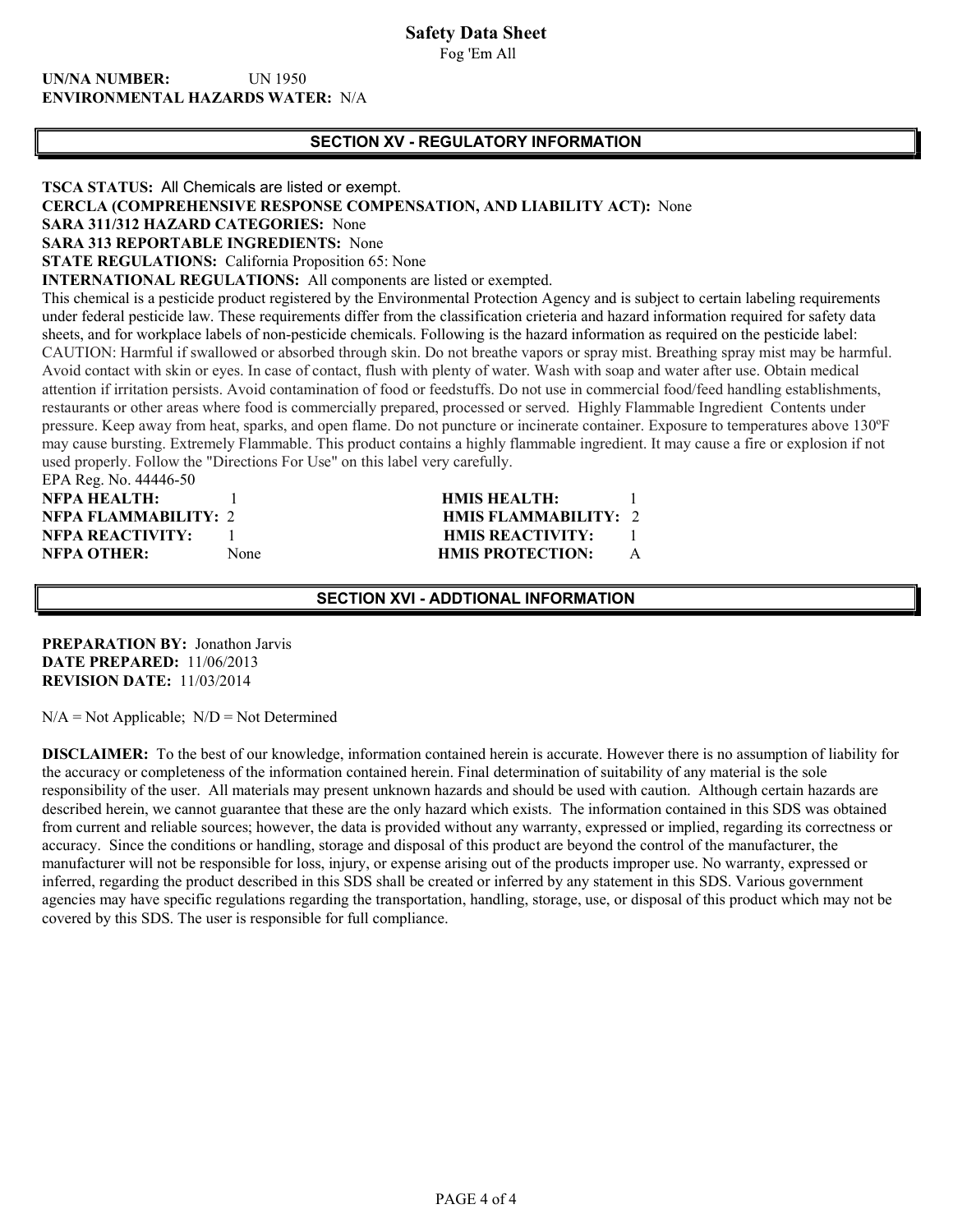**UN/NA NUMBER:** UN 1950
**ENVIRONMENTAL HAZARDS WATER:** N/A

## SECTION XV - REGULATORY INFORMATION

**TSCA STATUS:** All Chemicals are listed or exempt.
**CERCLA (COMPREHENSIVE RESPONSE COMPENSATION, AND LIABILITY ACT):** None
**SARA 311/312 HAZARD CATEGORIES:** None
**SARA 313 REPORTABLE INGREDIENTS:** None
**STATE REGULATIONS:** California Proposition 65: None
**INTERNATIONAL REGULATIONS:** All components are listed or exempted.

This chemical is a pesticide product registered by the Environmental Protection Agency and is subject to certain labeling requirements under federal pesticide law. These requirements differ from the classification crieteria and hazard information required for safety data sheets, and for workplace labels of non-pesticide chemicals. Following is the hazard information as required on the pesticide label: CAUTION: Harmful if swallowed or absorbed through skin. Do not breathe vapors or spray mist. Breathing spray mist may be harmful. Avoid contact with skin or eyes. In case of contact, flush with plenty of water. Wash with soap and water after use. Obtain medical attention if irritation persists. Avoid contamination of food or feedstuffs. Do not use in commercial food/feed handling establishments, restaurants or other areas where food is commercially prepared, processed or served. Highly Flammable Ingredient Contents under pressure. Keep away from heat, sparks, and open flame. Do not puncture or incinerate container. Exposure to temperatures above 130ºF may cause bursting. Extremely Flammable. This product contains a highly flammable ingredient. It may cause a fire or explosion if not used properly. Follow the "Directions For Use" on this label very carefully.

EPA Reg. No. 44446-50

| | | | |
|---|---|---|---|
| **NFPA HEALTH:** | 1 | **HMIS HEALTH:** | 1 |
| **NFPA FLAMMABILITY:** | 2 | **HMIS FLAMMABILITY:** | 2 |
| **NFPA REACTIVITY:** | 1 | **HMIS REACTIVITY:** | 1 |
| **NFPA OTHER:** | None | **HMIS PROTECTION:** | A |

## SECTION XVI - ADDTIONAL INFORMATION

**PREPARATION BY:** Jonathon Jarvis
**DATE PREPARED:** 11/06/2013
**REVISION DATE:** 11/03/2014

N/A = Not Applicable; N/D = Not Determined

**DISCLAIMER:** To the best of our knowledge, information contained herein is accurate. However there is no assumption of liability for the accuracy or completeness of the information contained herein. Final determination of suitability of any material is the sole responsibility of the user. All materials may present unknown hazards and should be used with caution. Although certain hazards are described herein, we cannot guarantee that these are the only hazard which exists. The information contained in this SDS was obtained from current and reliable sources; however, the data is provided without any warranty, expressed or implied, regarding its correctness or accuracy. Since the conditions or handling, storage and disposal of this product are beyond the control of the manufacturer, the manufacturer will not be responsible for loss, injury, or expense arising out of the products improper use. No warranty, expressed or inferred, regarding the product described in this SDS shall be created or inferred by any statement in this SDS. Various government agencies may have specific regulations regarding the transportation, handling, storage, use, or disposal of this product which may not be covered by this SDS. The user is responsible for full compliance.